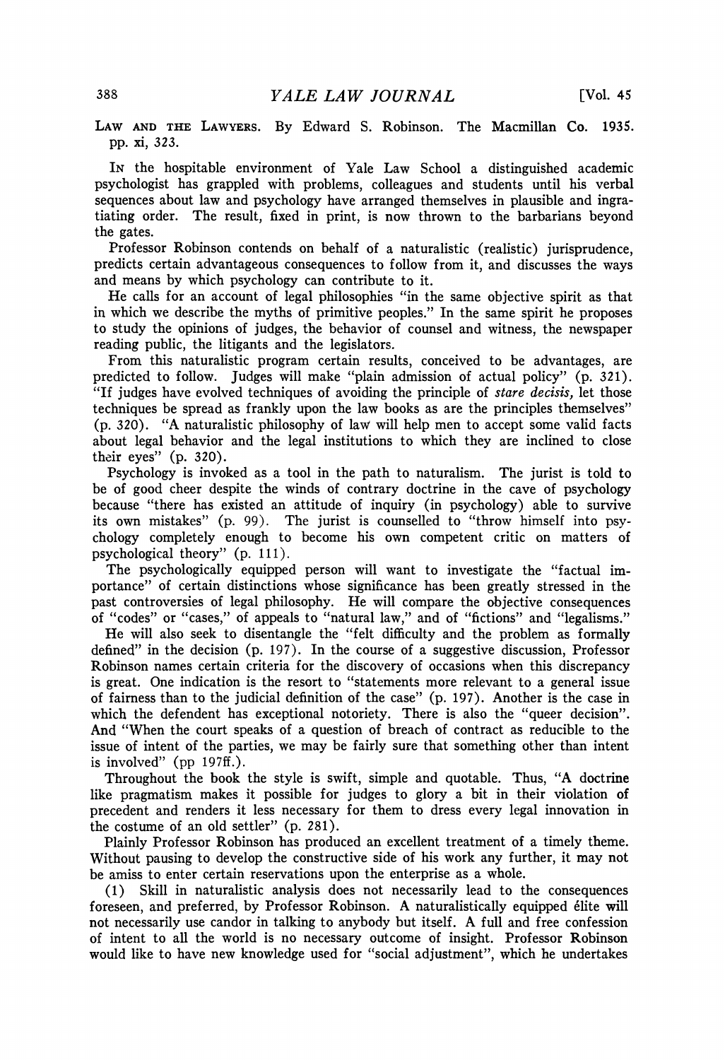LAW AND THE LAWYERS. By Edward S. Robinson. The Macmillan Co. 1935. pp. xi, 323.

IN the hospitable environment of Yale Law School a distinguished academic psychologist has grappled with problems, colleagues and students until his verbal sequences about law and psychology have arranged themselves in plausible and ingratiating order. The result, fixed in print, is now thrown to the barbarians beyond the gates.

Professor Robinson contends on behalf of a naturalistic (realistic) jurisprudence, predicts certain advantageous consequences to follow from it, and discusses the ways and means by which psychology can contribute to it.

He calls for an account of legal philosophies "in the same objective spirit as that in which we describe the myths of primitive peoples." In the same spirit he proposes to study the opinions of judges, the behavior of counsel and witness, the newspaper reading public, the litigants and the legislators.

From this naturalistic program certain results, conceived to be advantages, are predicted to follow. Judges will make "plain admission of actual policy" (p. 321). "If judges have evolved techniques of avoiding the principle of *stare decisis*, let those techniques be spread as frankly upon the law books as are the principles themselves" (p. 320). "A naturalistic philosophy of law will help men to accept some valid facts about legal behavior and the legal institutions to which they are inclined to close their eyes" (p. 320).

Psychology is invoked as a tool in the path to naturalism. The jurist is told to be of good cheer despite the winds of contrary doctrine in the cave of psychology because "there has existed an attitude of inquiry (in psychology) able to survive its own mistakes" (p. 99). The jurist is counselled to "throw himself into psychology completely enough to become his own competent critic on matters of psychological theory" (p. 111).

The psychologically equipped person will want to investigate the "factual importance" of certain distinctions whose significance has been greatly stressed in the past controversies of legal philosophy. He will compare the objective consequences of "codes" or "cases," of appeals to "natural law," and of "fictions" and "legalisms."

He will also seek to disentangle the "felt difficulty and the problem as formally defined" in the decision (p. 197). In the course of a suggestive discussion, Professor Robinson names certain criteria for the discovery of occasions when this discrepancy is great. One indication is the resort to "statements more relevant to a general issue of fairness than to the judicial definition of the case" (p. 197). Another is the case in which the defendent has exceptional notoriety. There is also the "queer decision". And "When the court speaks of a question of breach of contract as reducible to the issue of intent of the parties, we may be fairly sure that something other than intent is involved" (pp 197ff.).

Throughout the book the style is swift, simple and quotable. Thus, "A doctrine like pragmatism makes it possible for judges to glory a bit in their violation of precedent and renders it less necessary for them to dress every legal innovation in the costume of an old settler" (p. 281).

Plainly Professor Robinson has produced an excellent treatment of a timely theme. Without pausing to develop the constructive side of his work any further, it may not be amiss to enter certain reservations upon the enterprise as a whole.

(1) Skill in naturalistic analysis does not necessarily lead to the consequences foreseen, and preferred, by Professor Robinson. A naturalistically equipped élite will not necessarily use candor in talking to anybody but itself. A full and free confession of intent to all the world is no necessary outcome of insight. Professor Robinson would like to have new knowledge used for "social adjustment", which he undertakes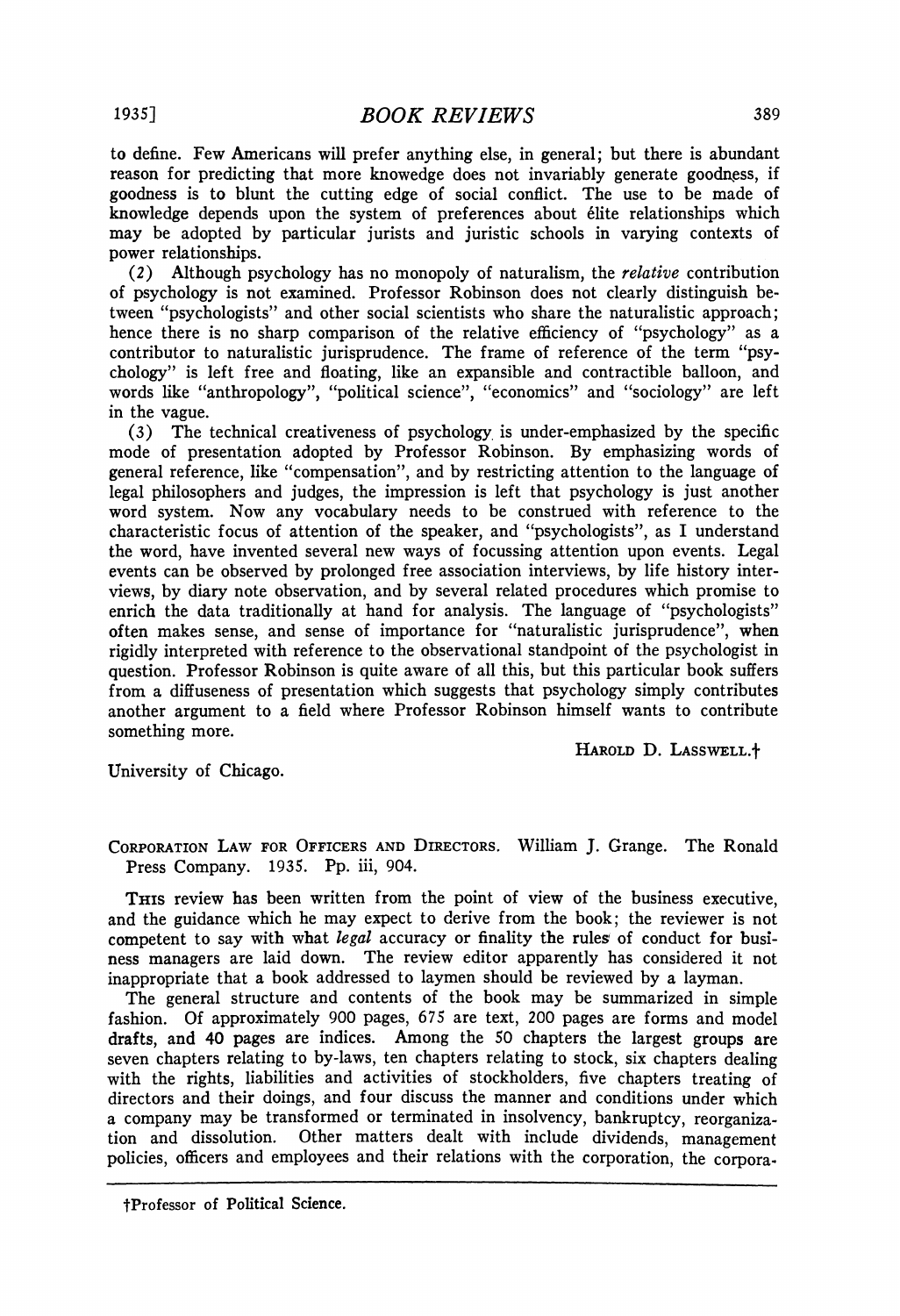to define. Few Americans will prefer anything else, in general; but there is abundant reason for predicting that more knowedge does not invariably generate goodness, if goodness is to blunt the cutting edge of social conflict. The use to be made of knowledge depends upon the system of preferences about élite relationships which may be adopted by particular jurists and juristic schools in varying contexts of power relationships.

(2) Although psychology has no monopoly of naturalism, the *relative* contribution of psychology is not examined. Professor Robinson does not clearly distinguish between "psychologists" and other social scientists who share the naturalistic approach; hence there is no sharp comparison of the relative efficiency of "psychology" as a contributor to naturalistic jurisprudence. The frame of reference of the term "psychology" is left free and floating, like an expansible and contractible balloon, and words like "anthropology", "political science", "economics" and "sociology" are left in the vague.

(3) The technical creativeness of psychology is under-emphasized by the specific mode of presentation adopted by Professor Robinson. By emphasizing words of general reference, like "compensation", and by restricting attention to the language of legal philosophers and judges, the impression is left that psychology is just another word system. Now any vocabulary needs to be construed with reference to the characteristic focus of attention of the speaker, and "psychologists", as I understand the word, have invented several new ways of focussing attention upon events. Legal events can be observed by prolonged free association interviews, by life history interviews, by diary note observation, and by several related procedures which promise to enrich the data traditionally at hand for analysis. The language of "psychologists" often makes sense, and sense of importance for "naturalistic jurisprudence", when rigidly interpreted with reference to the observational standpoint of the psychologist in question. Professor Robinson is quite aware of all this, but this particular book suffers from a diffuseness of presentation which suggests that psychology simply contributes another argument to a field where Professor Robinson himself wants to contribute something more.

HAROLD D. LASSWELL.†

University of Chicago.

CORPORATION LAW FOR OFFICERS AND DIRECTORS. William J. Grange. The Ronald Press Company. 1935. Pp. iii, 904.

THIS review has been written from the point of view of the business executive, and the guidance which he may expect to derive from the book; the reviewer is not competent to say with what *legal* accuracy or finality the rules of conduct for business managers are laid down. The review editor apparently has considered it not inappropriate that a book addressed to laymen should be reviewed by a layman.

The general structure and contents of the book may be summarized in simple fashion. Of approximately 900 pages, 675 are text, 200 pages are forms and model drafts, and 40 pages are indices. Among the 50 chapters the largest groups are seven chapters relating to by-laws, ten chapters relating to stock, six chapters dealing with the rights, liabilities and activities of stockholders, five chapters treating of directors and their doings, and four discuss the manner and conditions under which a company may be transformed or terminated in insolvency, bankruptcy, reorganization and dissolution. Other matters dealt with include dividends, management policies, officers and employees and their relations with the corporation, the corpora-

†Professor of Political Science.